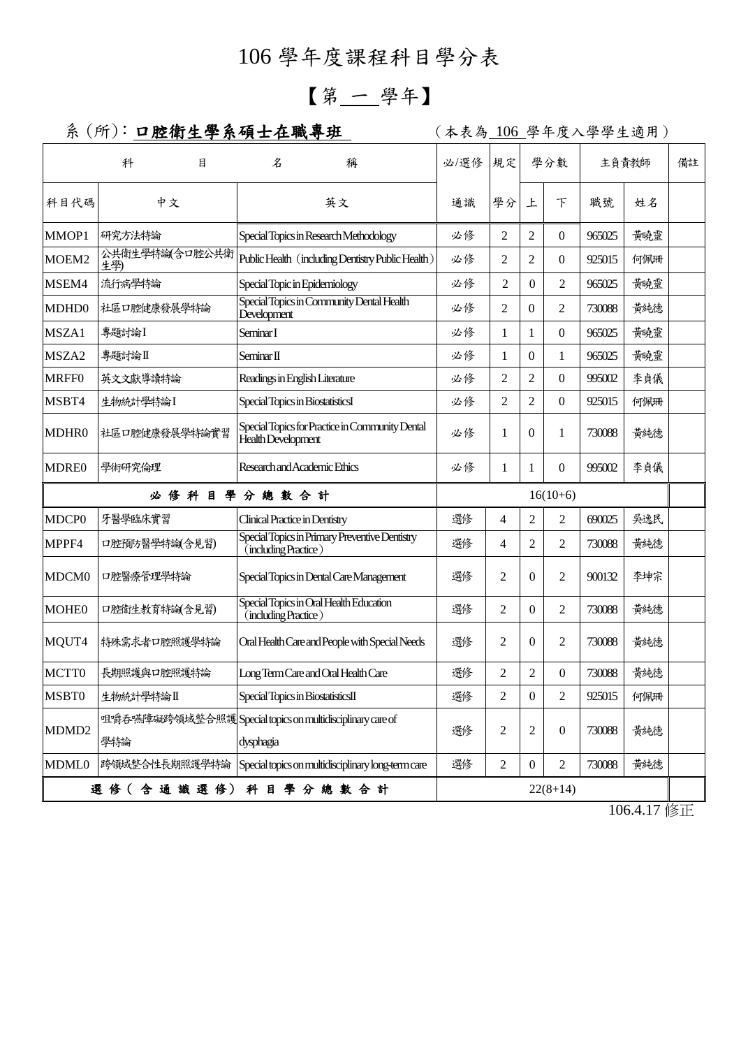# 106 學年度課程科目學分表

## 【第 一 學年】

系（所）：**口腔衛生學系碩士在職專班**　　（本表為 106 學年度入學學生適用）

| 科目代碼 | 科目名稱 中文 | 科目名稱 英文 | 必/選修 通識 | 規定學分 | 學分數 上 | 學分數 下 | 主負責教師 職號 | 主負責教師 姓名 | 備註 |
|---|---|---|---|---|---|---|---|---|---|
| MMOP1 | 研究方法特論 | Special Topics in Research Methodology | 必修 | 2 | 2 | 0 | 965025 | 黃曉靈 | |
| MOEM2 | 公共衛生學特論(含口腔公共衛生學) | Public Health（including Dentistry Public Health） | 必修 | 2 | 2 | 0 | 925015 | 何佩珊 | |
| MSEM4 | 流行病學特論 | Special Topic in Epidemiology | 必修 | 2 | 0 | 2 | 965025 | 黃曉靈 | |
| MDHD0 | 社區口腔健康發展學特論 | Special Topics in Community Dental Health Development | 必修 | 2 | 0 | 2 | 730088 | 黃純德 | |
| MSZA1 | 專題討論 I | Seminar I | 必修 | 1 | 1 | 0 | 965025 | 黃曉靈 | |
| MSZA2 | 專題討論 II | Seminar II | 必修 | 1 | 0 | 1 | 965025 | 黃曉靈 | |
| MRFF0 | 英文文獻導讀特論 | Readings in English Literature | 必修 | 2 | 2 | 0 | 995002 | 李貞儀 | |
| MSBT4 | 生物統計學特論 I | Special Topics in BiostatisticsI | 必修 | 2 | 2 | 0 | 925015 | 何佩珊 | |
| MDHR0 | 社區口腔健康發展學特論實習 | Special Topics for Practice in Community Dental Health Development | 必修 | 1 | 0 | 1 | 730088 | 黃純德 | |
| MDRE0 | 學術研究倫理 | Research and Academic Ethics | 必修 | 1 | 1 | 0 | 995002 | 李貞儀 | |
| **必修科目學分總數合計** | | | 16(10+6) | | | | | | |
| MDCP0 | 牙醫學臨床實習 | Clinical Practice in Dentistry | 選修 | 4 | 2 | 2 | 690025 | 吳逸民 | |
| MPPF4 | 口腔預防醫學特論(含見習) | Special Topics in Primary Preventive Dentistry（including Practice） | 選修 | 4 | 2 | 2 | 730088 | 黃純德 | |
| MDCM0 | 口腔醫療管理學特論 | Special Topics in Dental Care Management | 選修 | 2 | 0 | 2 | 900132 | 李坤宗 | |
| MOHE0 | 口腔衛生教育特論(含見習) | Special Topics in Oral Health Education（including Practice） | 選修 | 2 | 0 | 2 | 730088 | 黃純德 | |
| MQUT4 | 特殊需求者口腔照護學特論 | Oral Health Care and People with Special Needs | 選修 | 2 | 0 | 2 | 730088 | 黃純德 | |
| MCTT0 | 長期照護與口腔照護特論 | Long Term Care and Oral Health Care | 選修 | 2 | 2 | 0 | 730088 | 黃純德 | |
| MSBT0 | 生物統計學特論 II | Special Topics in BiostatisticsII | 選修 | 2 | 0 | 2 | 925015 | 何佩珊 | |
| MDMD2 | 咀嚼吞嚥障礙跨領域整合照護學特論 | Special topics on multidisciplinary care of dysphagia | 選修 | 2 | 2 | 0 | 730088 | 黃純德 | |
| MDML0 | 跨領域整合性長期照護學特論 | Special topics on multidisciplinary long-term care | 選修 | 2 | 0 | 2 | 730088 | 黃純德 | |
| **選修（含通識選修）科目學分總數合計** | | | 22(8+14) | | | | | | |

106.4.17 修正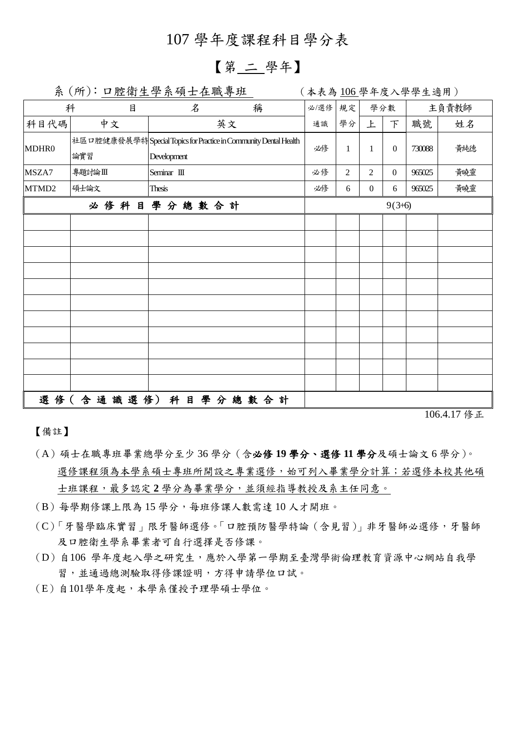# 107 學年度課程科目學分表

## 【第 二 學年】

系（所）：口腔衛生學系碩士在職專班　　（本表為 106 學年度入學學生適用）

| 科目名稱 | | | 必/選修 | 規定 | 學分數 | | 主負責教師 | |
|---|---|---|---|---|---|---|---|---|
| 科目代碼 | 中文 | 英文 | 通識 | 學分 | 上 | 下 | 職號 | 姓名 |
| MDHR0 | 社區口腔健康發展學特論實習 | Special Topics for Practice in Community Dental Health Development | 必修 | 1 | 1 | 0 | 730088 | 黃純德 |
| MSZA7 | 專題討論Ⅲ | Seminar Ⅲ | 必修 | 2 | 2 | 0 | 965025 | 黃曉靈 |
| MTMD2 | 碩士論文 | Thesis | 必修 | 6 | 0 | 6 | 965025 | 黃曉靈 |
| 必修科目學分總數合計 | | | 9(3+6) | | | | | |
| | | | | | | | | |
| | | | | | | | | |
| | | | | | | | | |
| | | | | | | | | |
| | | | | | | | | |
| | | | | | | | | |
| | | | | | | | | |
| | | | | | | | | |
| | | | | | | | | |
| | | | | | | | | |
| | | | | | | | | |
| 選修（含通識選修）科目學分總數合計 | | | | | | | | |

106.4.17 修正

【備註】

（A）碩士在職專班畢業總學分至少 36 學分（含**必修 19 學分、選修 11 學分**及碩士論文 6 學分）。選修課程須為本學系碩士專班所開設之專業選修，始可列入畢業學分計算；若選修本校其他碩士班課程，最多認定 **2** 學分為畢業學分，並須經指導教授及系主任同意。

（B）每學期修課上限為 15 學分，每班修課人數需達 10 人才開班。

（C）「牙醫學臨床實習」限牙醫師選修。「口腔預防醫學特論（含見習）」非牙醫師必選修，牙醫師及口腔衛生學系畢業者可自行選擇是否修課。

（D）自106 學年度起入學之研究生，應於入學第一學期至臺灣學術倫理教育資源中心網站自我學習，並通過總測驗取得修課證明，方得申請學位口試。

（E）自101學年度起，本學系僅授予理學碩士學位。